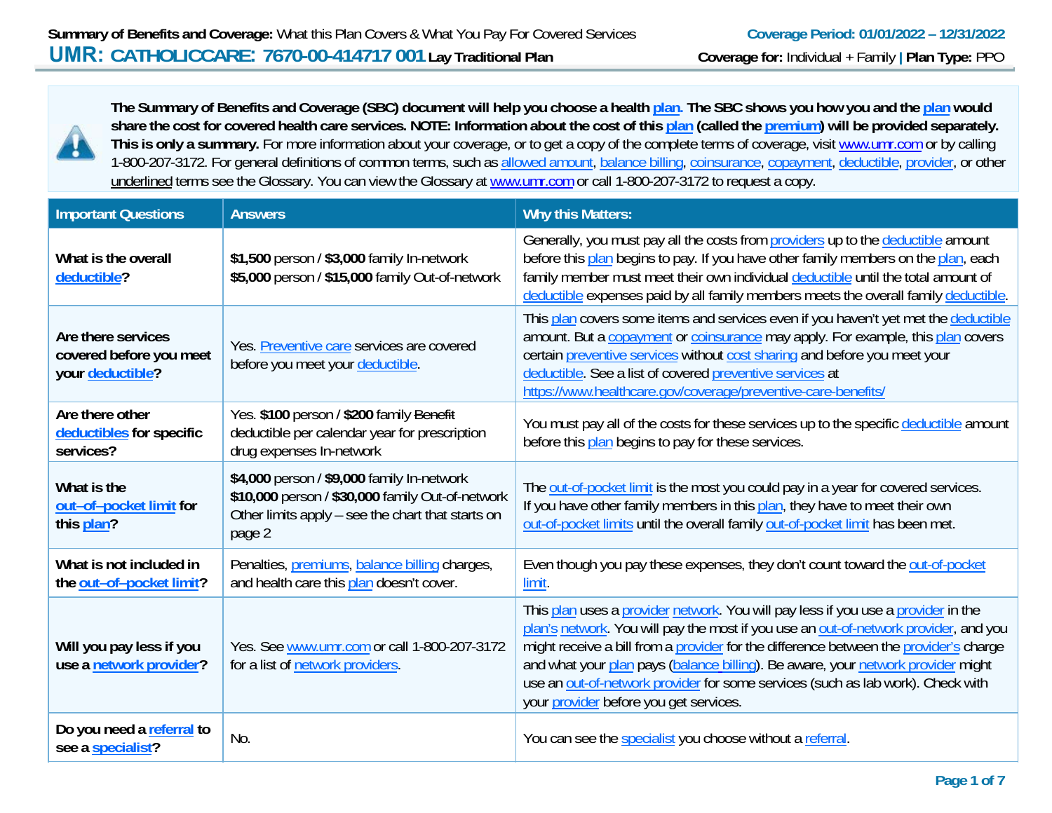**Summary of Benefits and Coverage:** What this Plan Covers & What You Pay For Covered Services

**Coverage Period: 01/01/2022 – 12/31/2022**

# UMR: CATHOLICCARE: 7670-00-414717 001 Lay Traditional Plan

**Coverage for:** Individual + Family | **Plan Type:** PPO

**The Summary of Benefits and Coverage (SBC) document will help you choose a health plan. The SBC shows you how you and the plan would share the cost for covered health care services. NOTE: Information about the cost of this plan (called the premium) will be provided separately. This is only a summary.** For more information about your coverage, or to get a copy of the complete terms of coverage, visit www.umr.com or by calling 1-800-207-3172. For general definitions of common terms, such as allowed amount, balance billing, coinsurance, copayment, deductible, provider, or other underlined terms see the Glossary. You can view the Glossary at www.umr.com or call 1-800-207-3172 to request a copy.

| Important Questions | Answers | Why this Matters: |
|---|---|---|
| **What is the overall deductible?** | **$1,500** person / **$3,000** family In-network<br>**$5,000** person / **$15,000** family Out-of-network | Generally, you must pay all the costs from providers up to the deductible amount before this plan begins to pay. If you have other family members on the plan, each family member must meet their own individual deductible until the total amount of deductible expenses paid by all family members meets the overall family deductible. |
| **Are there services covered before you meet your deductible?** | Yes. Preventive care services are covered before you meet your deductible. | This plan covers some items and services even if you haven't yet met the deductible amount. But a copayment or coinsurance may apply. For example, this plan covers certain preventive services without cost sharing and before you meet your deductible. See a list of covered preventive services at https://www.healthcare.gov/coverage/preventive-care-benefits/ |
| **Are there other deductibles for specific services?** | Yes. **$100** person / **$200** family ~~Benefit~~ deductible per calendar year for prescription drug expenses In-network | You must pay all of the costs for these services up to the specific deductible amount before this plan begins to pay for these services. |
| **What is the out–of–pocket limit for this plan?** | **$4,000** person / **$9,000** family In-network<br>**$10,000** person / **$30,000** family Out-of-network<br>Other limits apply – see the chart that starts on page 2 | The out-of-pocket limit is the most you could pay in a year for covered services. If you have other family members in this plan, they have to meet their own out-of-pocket limits until the overall family out-of-pocket limit has been met. |
| **What is not included in the out–of–pocket limit?** | Penalties, premiums, balance billing charges, and health care this plan doesn't cover. | Even though you pay these expenses, they don't count toward the out-of-pocket limit. |
| **Will you pay less if you use a network provider?** | Yes. See www.umr.com or call 1-800-207-3172 for a list of network providers. | This plan uses a provider network. You will pay less if you use a provider in the plan's network. You will pay the most if you use an out-of-network provider, and you might receive a bill from a provider for the difference between the provider's charge and what your plan pays (balance billing). Be aware, your network provider might use an out-of-network provider for some services (such as lab work). Check with your provider before you get services. |
| **Do you need a referral to see a specialist?** | No. | You can see the specialist you choose without a referral. |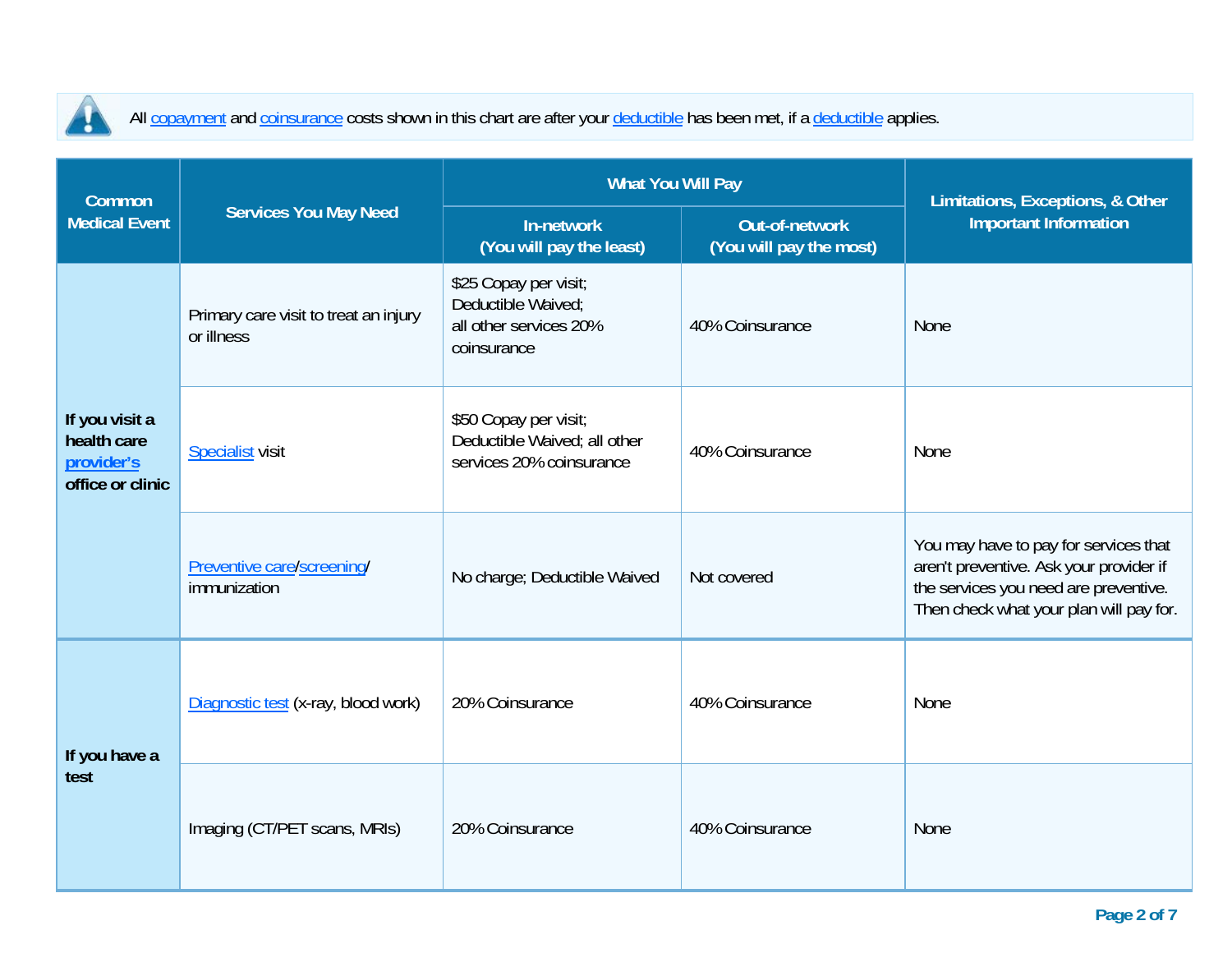All copayment and coinsurance costs shown in this chart are after your deductible has been met, if a deductible applies.

| Common Medical Event | Services You May Need | What You Will Pay | | Limitations, Exceptions, & Other Important Information |
|---|---|---|---|---|
| | | In-network (You will pay the least) | Out-of-network (You will pay the most) | |
| If you visit a health care provider's office or clinic | Primary care visit to treat an injury or illness | $25 Copay per visit; Deductible Waived; all other services 20% coinsurance | 40% Coinsurance | None |
| | Specialist visit | $50 Copay per visit; Deductible Waived; all other services 20% coinsurance | 40% Coinsurance | None |
| | Preventive care/screening/ immunization | No charge; Deductible Waived | Not covered | You may have to pay for services that aren't preventive. Ask your provider if the services you need are preventive. Then check what your plan will pay for. |
| If you have a test | Diagnostic test (x-ray, blood work) | 20% Coinsurance | 40% Coinsurance | None |
| | Imaging (CT/PET scans, MRIs) | 20% Coinsurance | 40% Coinsurance | None |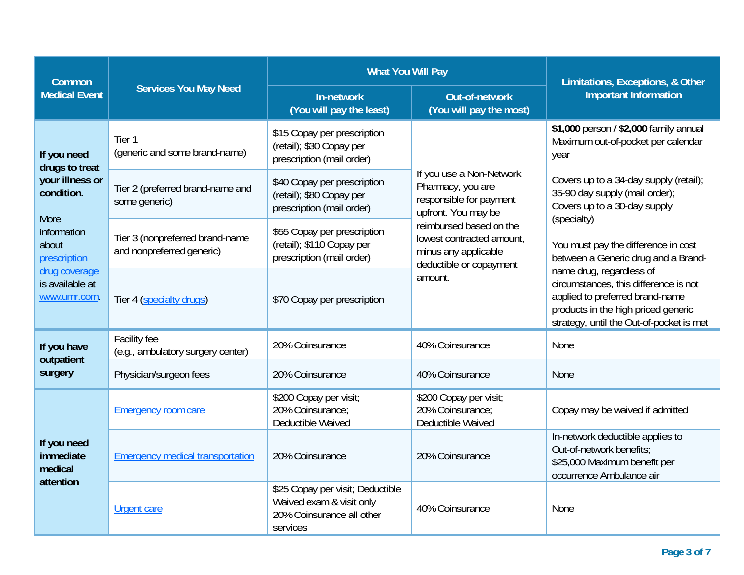| Common Medical Event | Services You May Need | What You Will Pay | | Limitations, Exceptions, & Other Important Information |
|---|---|---|---|---|
| | | In-network (You will pay the least) | Out-of-network (You will pay the most) | |
| **If you need drugs to treat your illness or condition.** More information about prescription drug coverage is available at www.umr.com. | Tier 1 (generic and some brand-name) | $15 Copay per prescription (retail); $30 Copay per prescription (mail order) | If you use a Non-Network Pharmacy, you are responsible for payment upfront. You may be reimbursed based on the lowest contracted amount, minus any applicable deductible or copayment amount. | **$1,000** person / **$2,000** family annual Maximum out-of-pocket per calendar year<br><br>Covers up to a 34-day supply (retail); 35-90 day supply (mail order); Covers up to a 30-day supply (specialty)<br><br>You must pay the difference in cost between a Generic drug and a Brand-name drug, regardless of circumstances, this difference is not applied to preferred brand-name products in the high priced generic strategy, until the Out-of-pocket is met |
| | Tier 2 (preferred brand-name and some generic) | $40 Copay per prescription (retail); $80 Copay per prescription (mail order) | | |
| | Tier 3 (nonpreferred brand-name and nonpreferred generic) | $55 Copay per prescription (retail); $110 Copay per prescription (mail order) | | |
| | Tier 4 (specialty drugs) | $70 Copay per prescription | | |
| **If you have outpatient surgery** | Facility fee (e.g., ambulatory surgery center) | 20% Coinsurance | 40% Coinsurance | None |
| | Physician/surgeon fees | 20% Coinsurance | 40% Coinsurance | None |
| **If you need immediate medical attention** | Emergency room care | $200 Copay per visit; 20% Coinsurance; Deductible Waived | $200 Copay per visit; 20% Coinsurance; Deductible Waived | Copay may be waived if admitted |
| | Emergency medical transportation | 20% Coinsurance | 20% Coinsurance | In-network deductible applies to Out-of-network benefits; $25,000 Maximum benefit per occurrence Ambulance air |
| | Urgent care | $25 Copay per visit; Deductible Waived exam & visit only 20% Coinsurance all other services | 40% Coinsurance | None |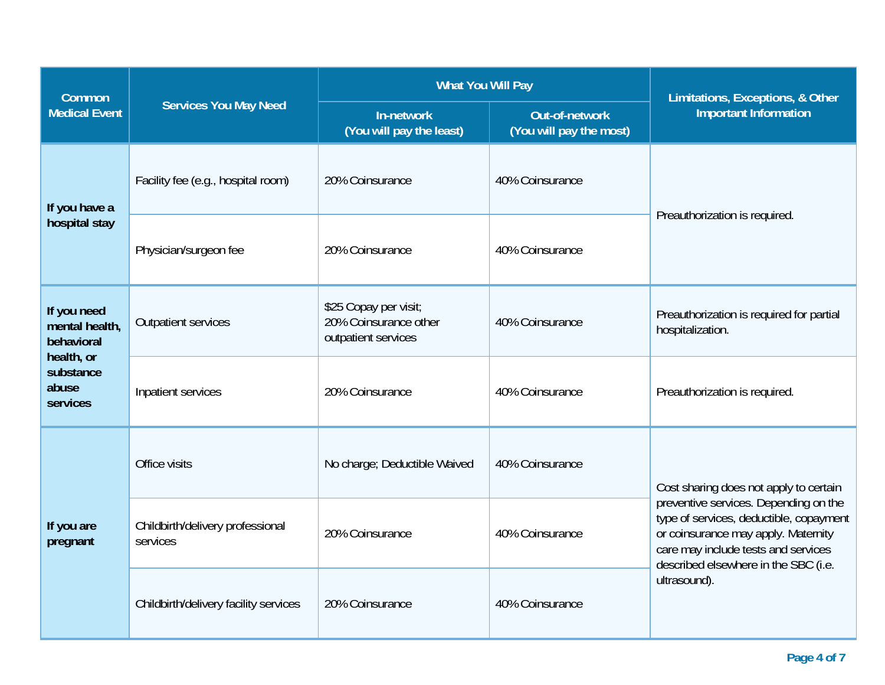| Common Medical Event | Services You May Need | What You Will Pay | | Limitations, Exceptions, & Other Important Information |
|---|---|---|---|---|
| | | In-network (You will pay the least) | Out-of-network (You will pay the most) | |
| If you have a hospital stay | Facility fee (e.g., hospital room) | 20% Coinsurance | 40% Coinsurance | Preauthorization is required. |
| | Physician/surgeon fee | 20% Coinsurance | 40% Coinsurance | |
| If you need mental health, behavioral health, or substance abuse services | Outpatient services | $25 Copay per visit; 20% Coinsurance other outpatient services | 40% Coinsurance | Preauthorization is required for partial hospitalization. |
| | Inpatient services | 20% Coinsurance | 40% Coinsurance | Preauthorization is required. |
| If you are pregnant | Office visits | No charge; Deductible Waived | 40% Coinsurance | Cost sharing does not apply to certain preventive services. Depending on the type of services, deductible, copayment or coinsurance may apply. Maternity care may include tests and services described elsewhere in the SBC (i.e. ultrasound). |
| | Childbirth/delivery professional services | 20% Coinsurance | 40% Coinsurance | |
| | Childbirth/delivery facility services | 20% Coinsurance | 40% Coinsurance | |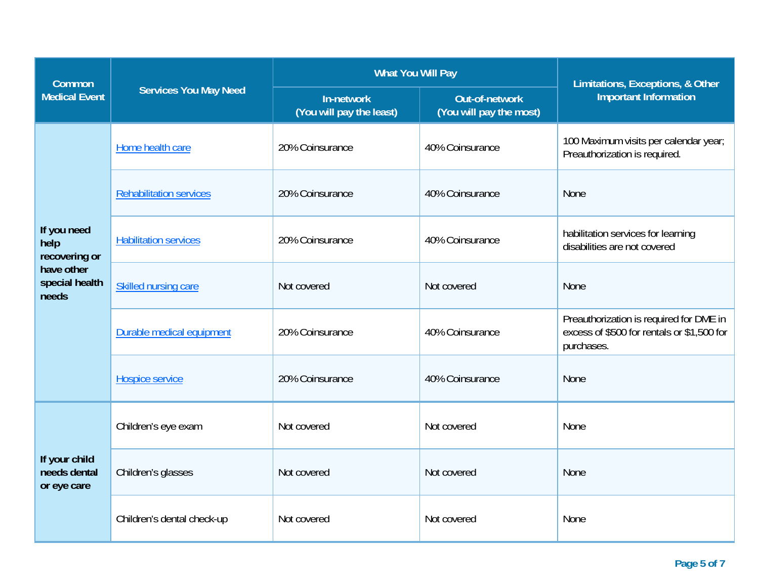| Common Medical Event | Services You May Need | What You Will Pay | | Limitations, Exceptions, & Other Important Information |
|---|---|---|---|---|
| | | In-network (You will pay the least) | Out-of-network (You will pay the most) | |
| If you need help recovering or have other special health needs | Home health care | 20% Coinsurance | 40% Coinsurance | 100 Maximum visits per calendar year; Preauthorization is required. |
| | Rehabilitation services | 20% Coinsurance | 40% Coinsurance | None |
| | Habilitation services | 20% Coinsurance | 40% Coinsurance | habilitation services for learning disabilities are not covered |
| | Skilled nursing care | Not covered | Not covered | None |
| | Durable medical equipment | 20% Coinsurance | 40% Coinsurance | Preauthorization is required for DME in excess of $500 for rentals or $1,500 for purchases. |
| | Hospice service | 20% Coinsurance | 40% Coinsurance | None |
| If your child needs dental or eye care | Children's eye exam | Not covered | Not covered | None |
| | Children's glasses | Not covered | Not covered | None |
| | Children's dental check-up | Not covered | Not covered | None |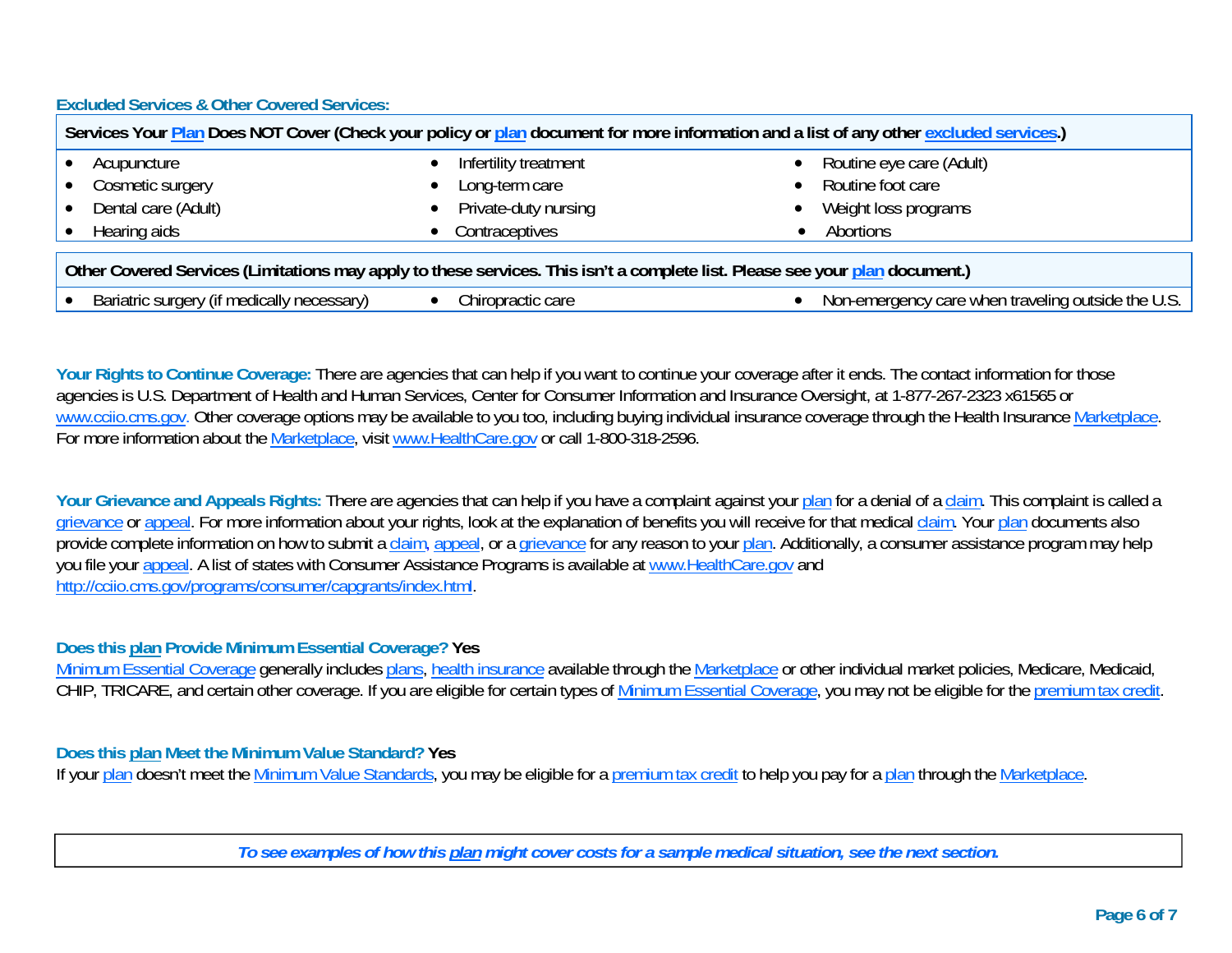### Excluded Services & Other Covered Services:

| Services Your Plan Does NOT Cover (Check your policy or plan document for more information and a list of any other excluded services.) | | |
|---|---|---|
| • Acupuncture | • Infertility treatment | • Routine eye care (Adult) |
| • Cosmetic surgery | • Long-term care | • Routine foot care |
| • Dental care (Adult) | • Private-duty nursing | • Weight loss programs |
| • Hearing aids | • Contraceptives | • Abortions |

| Other Covered Services (Limitations may apply to these services. This isn't a complete list. Please see your plan document.) | | |
|---|---|---|
| • Bariatric surgery (if medically necessary) | • Chiropractic care | • Non-emergency care when traveling outside the U.S. |

**Your Rights to Continue Coverage:** There are agencies that can help if you want to continue your coverage after it ends. The contact information for those agencies is U.S. Department of Health and Human Services, Center for Consumer Information and Insurance Oversight, at 1-877-267-2323 x61565 or www.cciio.cms.gov. Other coverage options may be available to you too, including buying individual insurance coverage through the Health Insurance Marketplace. For more information about the Marketplace, visit www.HealthCare.gov or call 1-800-318-2596.

**Your Grievance and Appeals Rights:** There are agencies that can help if you have a complaint against your plan for a denial of a claim. This complaint is called a grievance or appeal. For more information about your rights, look at the explanation of benefits you will receive for that medical claim. Your plan documents also provide complete information on how to submit a claim, appeal, or a grievance for any reason to your plan. Additionally, a consumer assistance program may help you file your appeal. A list of states with Consumer Assistance Programs is available at www.HealthCare.gov and http://cciio.cms.gov/programs/consumer/capgrants/index.html.

**Does this plan Provide Minimum Essential Coverage? Yes**

Minimum Essential Coverage generally includes plans, health insurance available through the Marketplace or other individual market policies, Medicare, Medicaid, CHIP, TRICARE, and certain other coverage. If you are eligible for certain types of Minimum Essential Coverage, you may not be eligible for the premium tax credit.

**Does this plan Meet the Minimum Value Standard? Yes**

If your plan doesn't meet the Minimum Value Standards, you may be eligible for a premium tax credit to help you pay for a plan through the Marketplace.

***To see examples of how this plan might cover costs for a sample medical situation, see the next section.***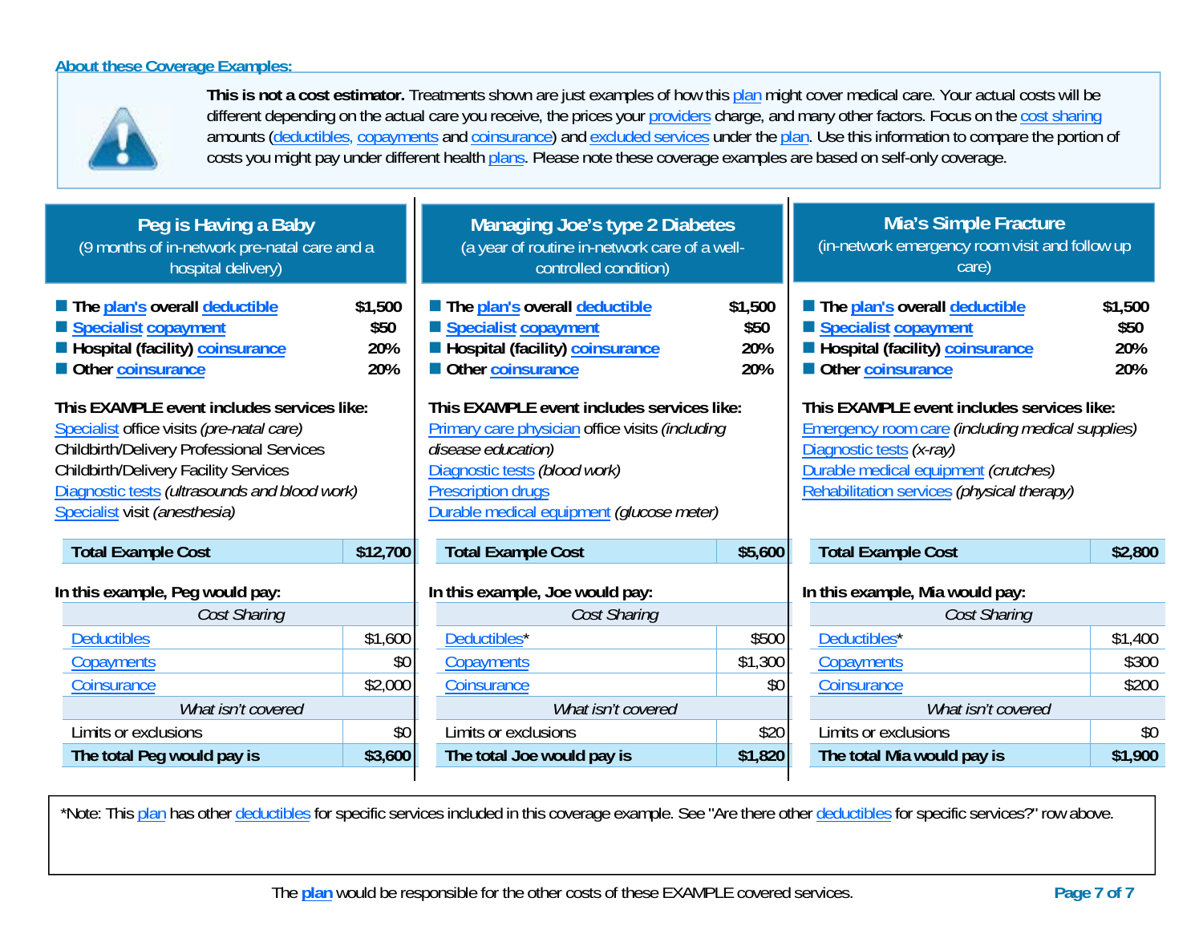## About these Coverage Examples:

**This is not a cost estimator.** Treatments shown are just examples of how this plan might cover medical care. Your actual costs will be different depending on the actual care you receive, the prices your providers charge, and many other factors. Focus on the cost sharing amounts (deductibles, copayments and coinsurance) and excluded services under the plan. Use this information to compare the portion of costs you might pay under different health plans. Please note these coverage examples are based on self-only coverage.

### Peg is Having a Baby
(9 months of in-network pre-natal care and a hospital delivery)

| | |
|---|---|
| **The plan's overall deductible** | **$1,500** |
| **Specialist copayment** | **$50** |
| **Hospital (facility) coinsurance** | **20%** |
| **Other coinsurance** | **20%** |

**This EXAMPLE event includes services like:**
Specialist office visits *(pre-natal care)*
Childbirth/Delivery Professional Services
Childbirth/Delivery Facility Services
Diagnostic tests *(ultrasounds and blood work)*
Specialist visit *(anesthesia)*

| **Total Example Cost** | **$12,700** |
|---|---|

**In this example, Peg would pay:**

| *Cost Sharing* | |
|---|---|
| Deductibles | $1,600 |
| Copayments | $0 |
| Coinsurance | $2,000 |
| *What isn't covered* | |
| Limits or exclusions | $0 |
| **The total Peg would pay is** | **$3,600** |

### Managing Joe's type 2 Diabetes
(a year of routine in-network care of a well-controlled condition)

| | |
|---|---|
| **The plan's overall deductible** | **$1,500** |
| **Specialist copayment** | **$50** |
| **Hospital (facility) coinsurance** | **20%** |
| **Other coinsurance** | **20%** |

**This EXAMPLE event includes services like:**
Primary care physician office visits *(including disease education)*
Diagnostic tests *(blood work)*
Prescription drugs
Durable medical equipment *(glucose meter)*

| **Total Example Cost** | **$5,600** |
|---|---|

**In this example, Joe would pay:**

| *Cost Sharing* | |
|---|---|
| Deductibles* | $500 |
| Copayments | $1,300 |
| Coinsurance | $0 |
| *What isn't covered* | |
| Limits or exclusions | $20 |
| **The total Joe would pay is** | **$1,820** |

### Mia's Simple Fracture
(in-network emergency room visit and follow up care)

| | |
|---|---|
| **The plan's overall deductible** | **$1,500** |
| **Specialist copayment** | **$50** |
| **Hospital (facility) coinsurance** | **20%** |
| **Other coinsurance** | **20%** |

**This EXAMPLE event includes services like:**
Emergency room care *(including medical supplies)*
Diagnostic tests *(x-ray)*
Durable medical equipment *(crutches)*
Rehabilitation services *(physical therapy)*

| **Total Example Cost** | **$2,800** |
|---|---|

**In this example, Mia would pay:**

| *Cost Sharing* | |
|---|---|
| Deductibles* | $1,400 |
| Copayments | $300 |
| Coinsurance | $200 |
| *What isn't covered* | |
| Limits or exclusions | $0 |
| **The total Mia would pay is** | **$1,900** |

*Note: This plan has other deductibles for specific services included in this coverage example. See "Are there other deductibles for specific services?" row above.

The plan would be responsible for the other costs of these EXAMPLE covered services.